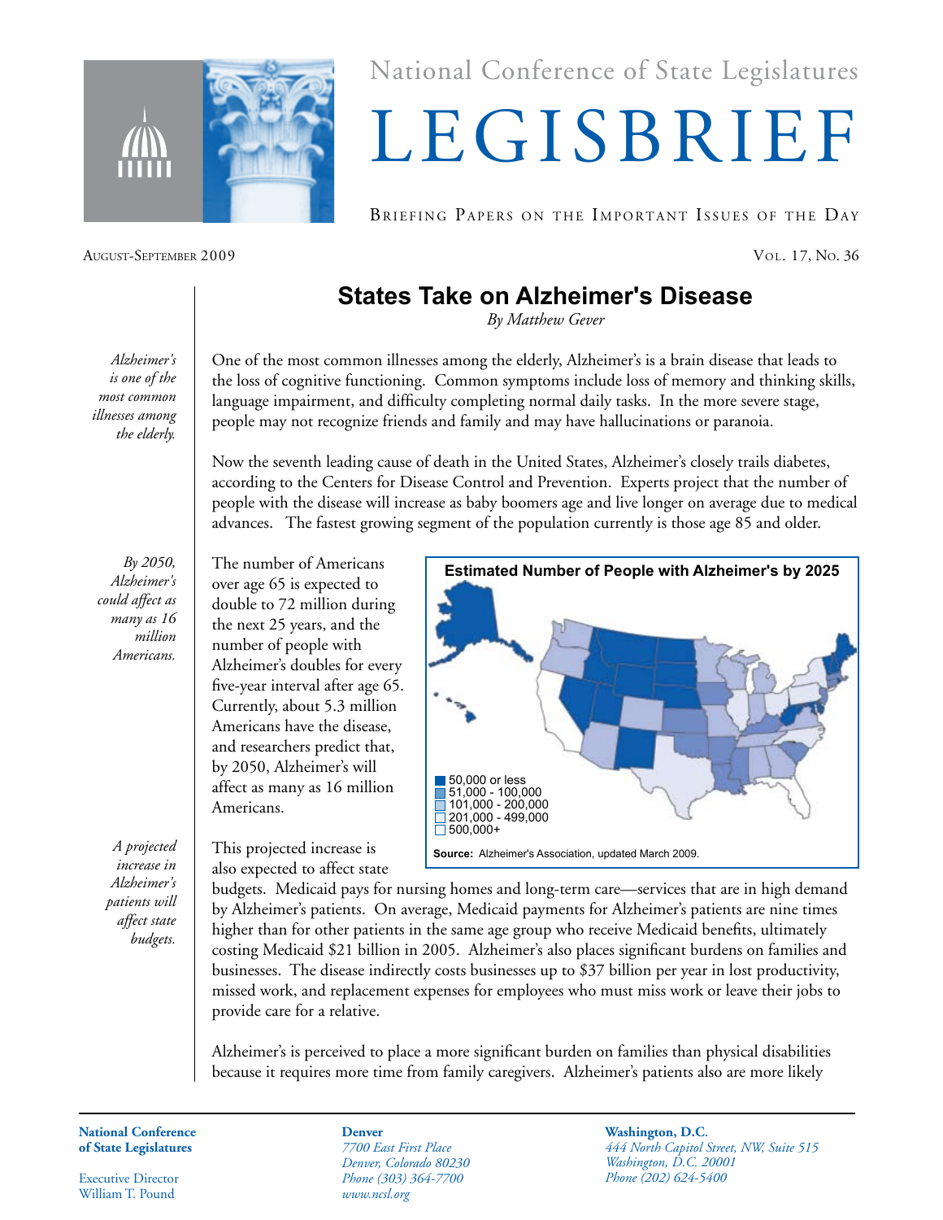National Conference of State Legislatures

# LEGISBRIEF

BRIEFING PAPERS ON THE IMPORTANT ISSUES OF THE DAY

AUGUST-SEPTEMBER 2009 — VOL. 17, NO. 36

## States Take on Alzheimer's Disease

*By Matthew Gever*

*Alzheimer's is one of the most common illnesses among the elderly.*

One of the most common illnesses among the elderly, Alzheimer's is a brain disease that leads to the loss of cognitive functioning. Common symptoms include loss of memory and thinking skills, language impairment, and difficulty completing normal daily tasks. In the more severe stage, people may not recognize friends and family and may have hallucinations or paranoia.

Now the seventh leading cause of death in the United States, Alzheimer's closely trails diabetes, according to the Centers for Disease Control and Prevention. Experts project that the number of people with the disease will increase as baby boomers age and live longer on average due to medical advances. The fastest growing segment of the population currently is those age 85 and older.

*By 2050, Alzheimer's could affect as many as 16 million Americans.*

The number of Americans over age 65 is expected to double to 72 million during the next 25 years, and the number of people with Alzheimer's doubles for every five-year interval after age 65. Currently, about 5.3 million Americans have the disease, and researchers predict that, by 2050, Alzheimer's will affect as many as 16 million Americans.

**Estimated Number of People with Alzheimer's by 2025**

- 50,000 or less
- 51,000 - 100,000
- 101,000 - 200,000
- 201,000 - 499,000
- 500,000+

**Source:** Alzheimer's Association, updated March 2009.

*A projected increase in Alzheimer's patients will affect state budgets.*

This projected increase is also expected to affect state budgets. Medicaid pays for nursing homes and long-term care—services that are in high demand by Alzheimer's patients. On average, Medicaid payments for Alzheimer's patients are nine times higher than for other patients in the same age group who receive Medicaid benefits, ultimately costing Medicaid $21 billion in 2005. Alzheimer's also places significant burdens on families and businesses. The disease indirectly costs businesses up to $37 billion per year in lost productivity, missed work, and replacement expenses for employees who must miss work or leave their jobs to provide care for a relative.

Alzheimer's is perceived to place a more significant burden on families than physical disabilities because it requires more time from family caregivers. Alzheimer's patients also are more likely

**National Conference of State Legislatures**

Executive Director
William T. Pound

**Denver**
*7700 East First Place*
*Denver, Colorado 80230*
*Phone (303) 364-7700*
*www.ncsl.org*

**Washington, D.C.**
*444 North Capitol Street, NW, Suite 515*
*Washington, D.C. 20001*
*Phone (202) 624-5400*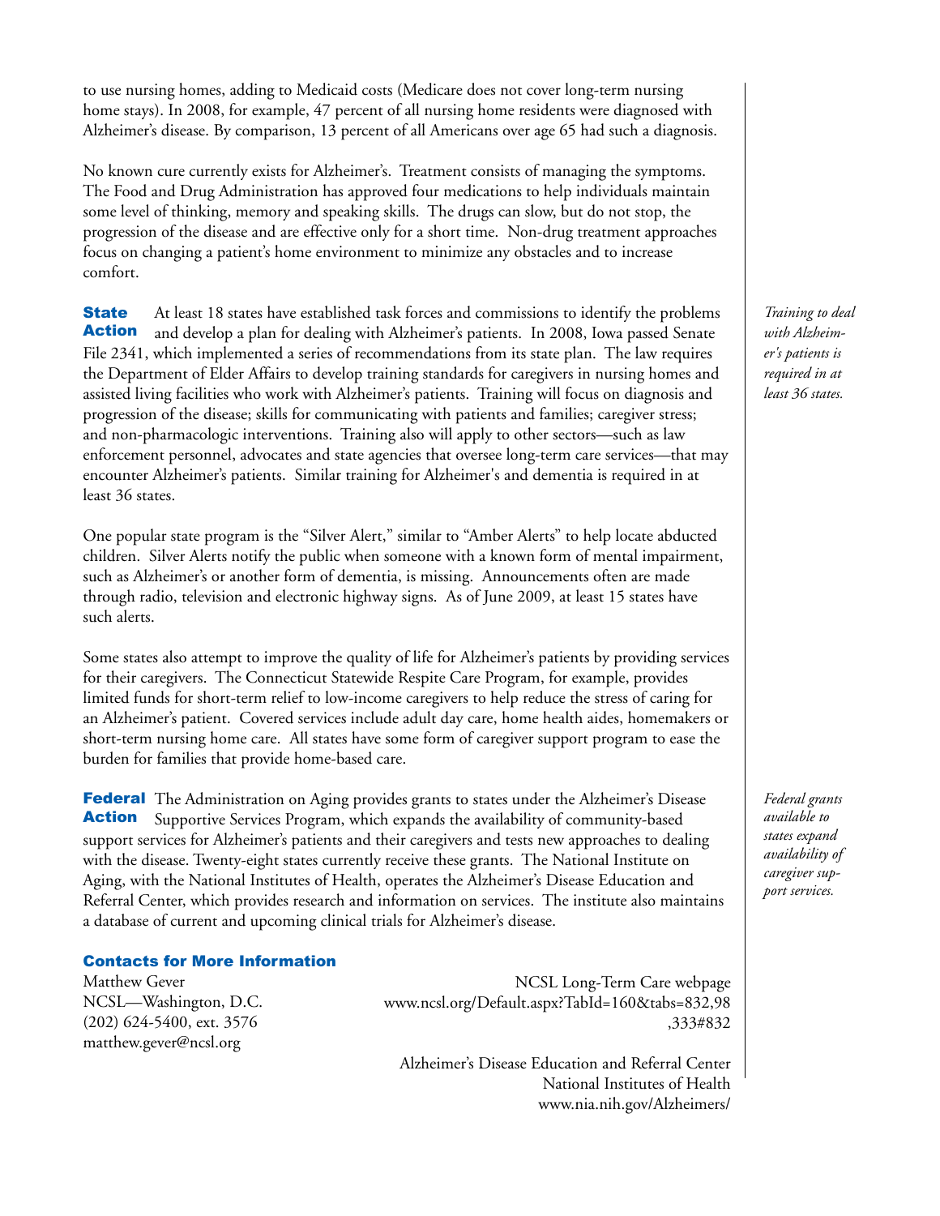to use nursing homes, adding to Medicaid costs (Medicare does not cover long-term nursing home stays). In 2008, for example, 47 percent of all nursing home residents were diagnosed with Alzheimer's disease. By comparison, 13 percent of all Americans over age 65 had such a diagnosis.

No known cure currently exists for Alzheimer's. Treatment consists of managing the symptoms. The Food and Drug Administration has approved four medications to help individuals maintain some level of thinking, memory and speaking skills. The drugs can slow, but do not stop, the progression of the disease and are effective only for a short time. Non-drug treatment approaches focus on changing a patient's home environment to minimize any obstacles and to increase comfort.

**State Action** At least 18 states have established task forces and commissions to identify the problems and develop a plan for dealing with Alzheimer's patients. In 2008, Iowa passed Senate File 2341, which implemented a series of recommendations from its state plan. The law requires the Department of Elder Affairs to develop training standards for caregivers in nursing homes and assisted living facilities who work with Alzheimer's patients. Training will focus on diagnosis and progression of the disease; skills for communicating with patients and families; caregiver stress; and non-pharmacologic interventions. Training also will apply to other sectors—such as law enforcement personnel, advocates and state agencies that oversee long-term care services—that may encounter Alzheimer's patients. Similar training for Alzheimer's and dementia is required in at least 36 states.

*Training to deal with Alzheimer's patients is required in at least 36 states.*

One popular state program is the "Silver Alert," similar to "Amber Alerts" to help locate abducted children. Silver Alerts notify the public when someone with a known form of mental impairment, such as Alzheimer's or another form of dementia, is missing. Announcements often are made through radio, television and electronic highway signs. As of June 2009, at least 15 states have such alerts.

Some states also attempt to improve the quality of life for Alzheimer's patients by providing services for their caregivers. The Connecticut Statewide Respite Care Program, for example, provides limited funds for short-term relief to low-income caregivers to help reduce the stress of caring for an Alzheimer's patient. Covered services include adult day care, home health aides, homemakers or short-term nursing home care. All states have some form of caregiver support program to ease the burden for families that provide home-based care.

**Federal Action** The Administration on Aging provides grants to states under the Alzheimer's Disease Supportive Services Program, which expands the availability of community-based support services for Alzheimer's patients and their caregivers and tests new approaches to dealing with the disease. Twenty-eight states currently receive these grants. The National Institute on Aging, with the National Institutes of Health, operates the Alzheimer's Disease Education and Referral Center, which provides research and information on services. The institute also maintains a database of current and upcoming clinical trials for Alzheimer's disease.

*Federal grants available to states expand availability of caregiver support services.*

## Contacts for More Information

Matthew Gever
NCSL—Washington, D.C.
(202) 624-5400, ext. 3576
matthew.gever@ncsl.org

NCSL Long-Term Care webpage
www.ncsl.org/Default.aspx?TabId=160&tabs=832,98,333#832

Alzheimer's Disease Education and Referral Center
National Institutes of Health
www.nia.nih.gov/Alzheimers/